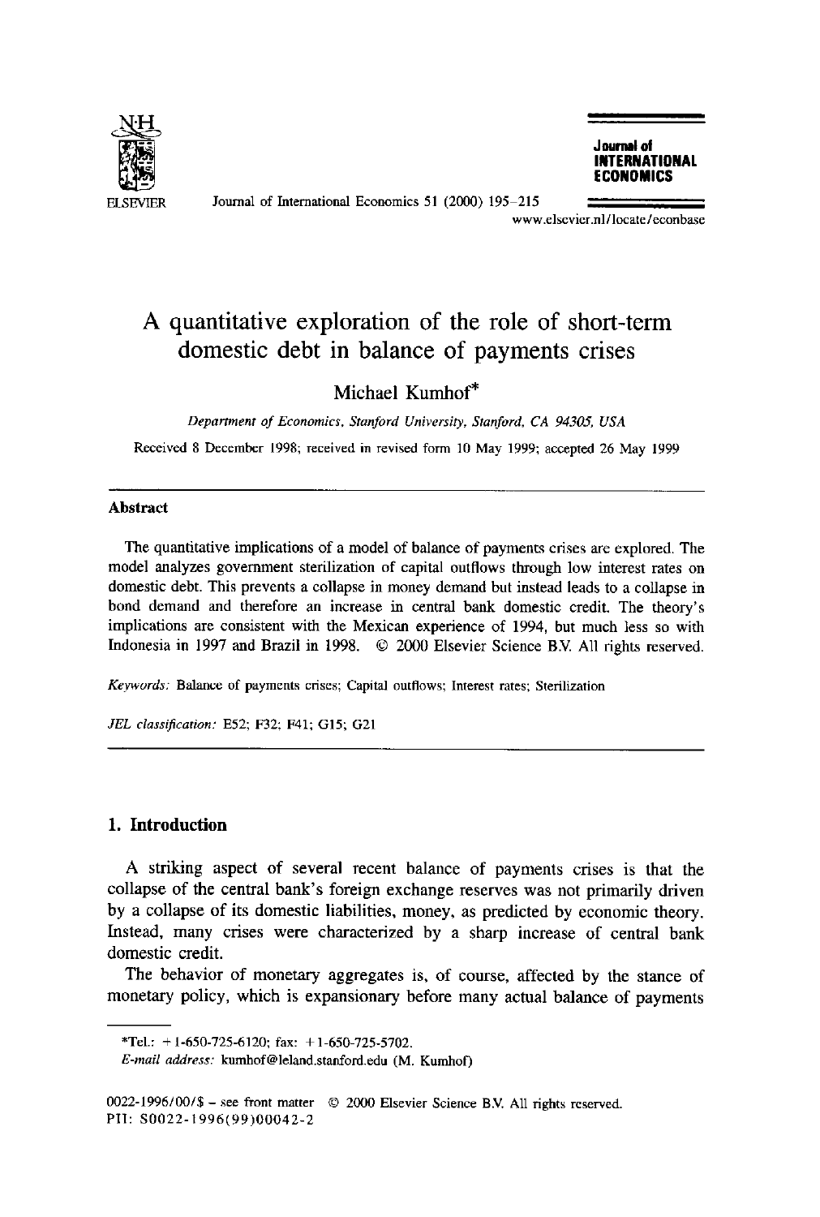# A quantitative exploration of the role of short-term domestic debt in balance of payments crises

Michael Kumhof*

*Department of Economics, Stanford University, Stanford, CA 94305, USA*

Received 8 December 1998; received in revised form 10 May 1999; accepted 26 May 1999

---

## Abstract

The quantitative implications of a model of balance of payments crises are explored. The model analyzes government sterilization of capital outflows through low interest rates on domestic debt. This prevents a collapse in money demand but instead leads to a collapse in bond demand and therefore an increase in central bank domestic credit. The theory's implications are consistent with the Mexican experience of 1994, but much less so with Indonesia in 1997 and Brazil in 1998. © 2000 Elsevier Science B.V. All rights reserved.

*Keywords:* Balance of payments crises; Capital outflows; Interest rates; Sterilization

*JEL classification:* E52; F32; F41; G15; G21

---

## 1. Introduction

A striking aspect of several recent balance of payments crises is that the collapse of the central bank's foreign exchange reserves was not primarily driven by a collapse of its domestic liabilities, money, as predicted by economic theory. Instead, many crises were characterized by a sharp increase of central bank domestic credit.

The behavior of monetary aggregates is, of course, affected by the stance of monetary policy, which is expansionary before many actual balance of payments

---

*Tel.: +1-650-725-6120; fax: +1-650-725-5702.

*E-mail address:* kumhof@leland.stanford.edu (M. Kumhof)

0022-1996/00/$ – see front matter © 2000 Elsevier Science B.V. All rights reserved.
PII: S0022-1996(99)00042-2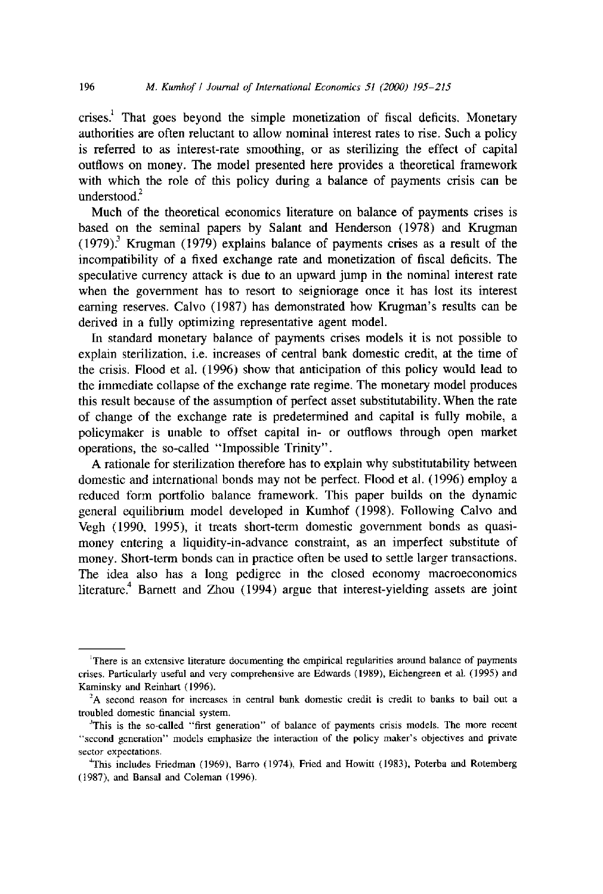crises.[1] That goes beyond the simple monetization of fiscal deficits. Monetary authorities are often reluctant to allow nominal interest rates to rise. Such a policy is referred to as interest-rate smoothing, or as sterilizing the effect of capital outflows on money. The model presented here provides a theoretical framework with which the role of this policy during a balance of payments crisis can be understood.[2]

Much of the theoretical economics literature on balance of payments crises is based on the seminal papers by Salant and Henderson (1978) and Krugman (1979).[3] Krugman (1979) explains balance of payments crises as a result of the incompatibility of a fixed exchange rate and monetization of fiscal deficits. The speculative currency attack is due to an upward jump in the nominal interest rate when the government has to resort to seigniorage once it has lost its interest earning reserves. Calvo (1987) has demonstrated how Krugman's results can be derived in a fully optimizing representative agent model.

In standard monetary balance of payments crises models it is not possible to explain sterilization, i.e. increases of central bank domestic credit, at the time of the crisis. Flood et al. (1996) show that anticipation of this policy would lead to the immediate collapse of the exchange rate regime. The monetary model produces this result because of the assumption of perfect asset substitutability. When the rate of change of the exchange rate is predetermined and capital is fully mobile, a policymaker is unable to offset capital in- or outflows through open market operations, the so-called "Impossible Trinity".

A rationale for sterilization therefore has to explain why substitutability between domestic and international bonds may not be perfect. Flood et al. (1996) employ a reduced form portfolio balance framework. This paper builds on the dynamic general equilibrium model developed in Kumhof (1998). Following Calvo and Vegh (1990, 1995), it treats short-term domestic government bonds as quasi-money entering a liquidity-in-advance constraint, as an imperfect substitute of money. Short-term bonds can in practice often be used to settle larger transactions. The idea also has a long pedigree in the closed economy macroeconomics literature.[4] Barnett and Zhou (1994) argue that interest-yielding assets are joint

---

[1] There is an extensive literature documenting the empirical regularities around balance of payments crises. Particularly useful and very comprehensive are Edwards (1989), Eichengreen et al. (1995) and Kaminsky and Reinhart (1996).

[2] A second reason for increases in central bank domestic credit is credit to banks to bail out a troubled domestic financial system.

[3] This is the so-called "first generation" of balance of payments crisis models. The more recent "second generation" models emphasize the interaction of the policy maker's objectives and private sector expectations.

[4] This includes Friedman (1969), Barro (1974), Fried and Howitt (1983), Poterba and Rotemberg (1987), and Bansal and Coleman (1996).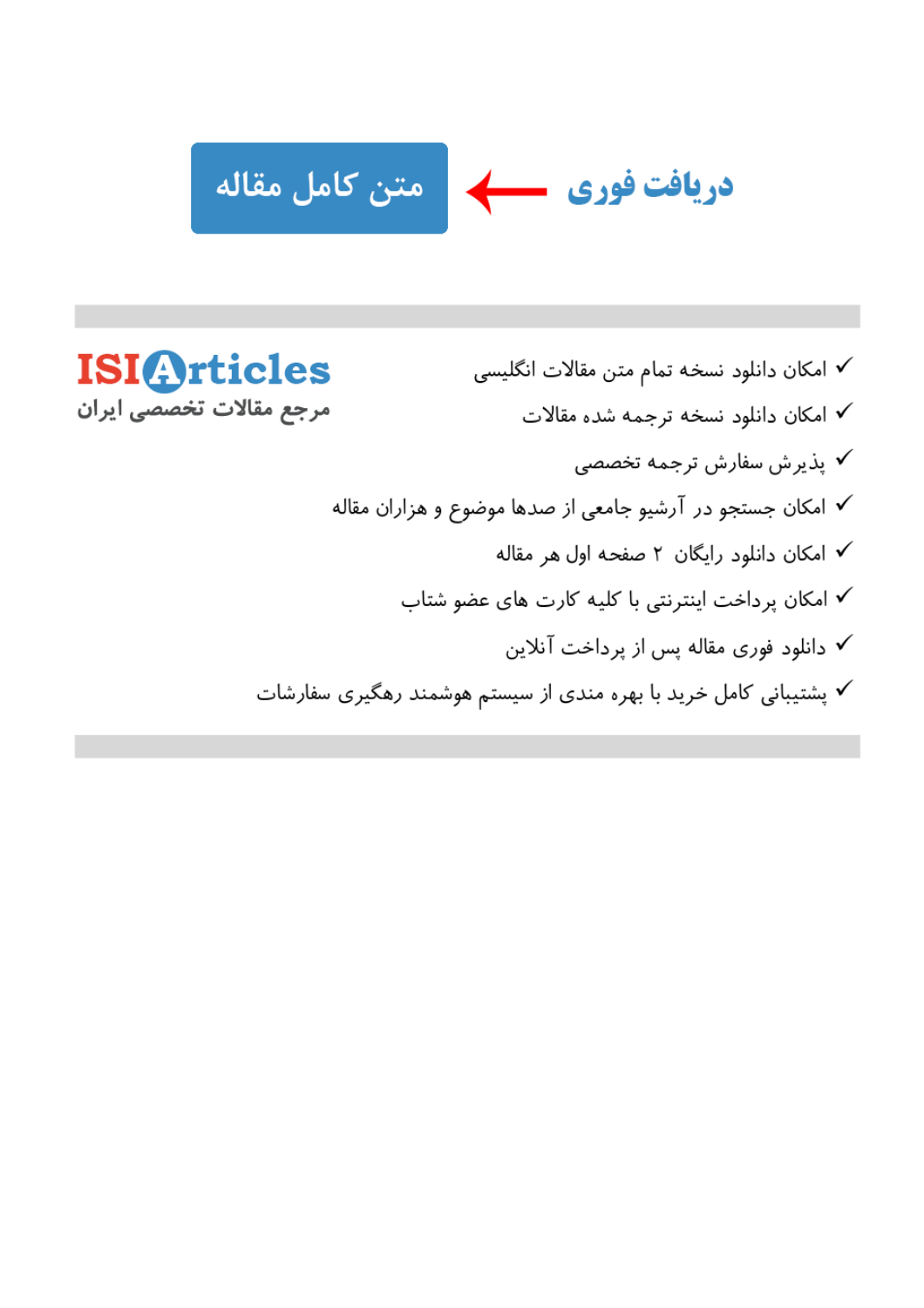دریافت فوری ← متن کامل مقاله

**ISIArticles**
مرجع مقالات تخصصی ایران

- ✓ امکان دانلود نسخه تمام متن مقالات انگلیسی
- ✓ امکان دانلود نسخه ترجمه شده مقالات
- ✓ پذیرش سفارش ترجمه تخصصی
- ✓ امکان جستجو در آرشیو جامعی از صدها موضوع و هزاران مقاله
- ✓ امکان دانلود رایگان ۲ صفحه اول هر مقاله
- ✓ امکان پرداخت اینترنتی با کلیه کارت های عضو شتاب
- ✓ دانلود فوری مقاله پس از پرداخت آنلاین
- ✓ پشتیبانی کامل خرید با بهره مندی از سیستم هوشمند رهگیری سفارشات